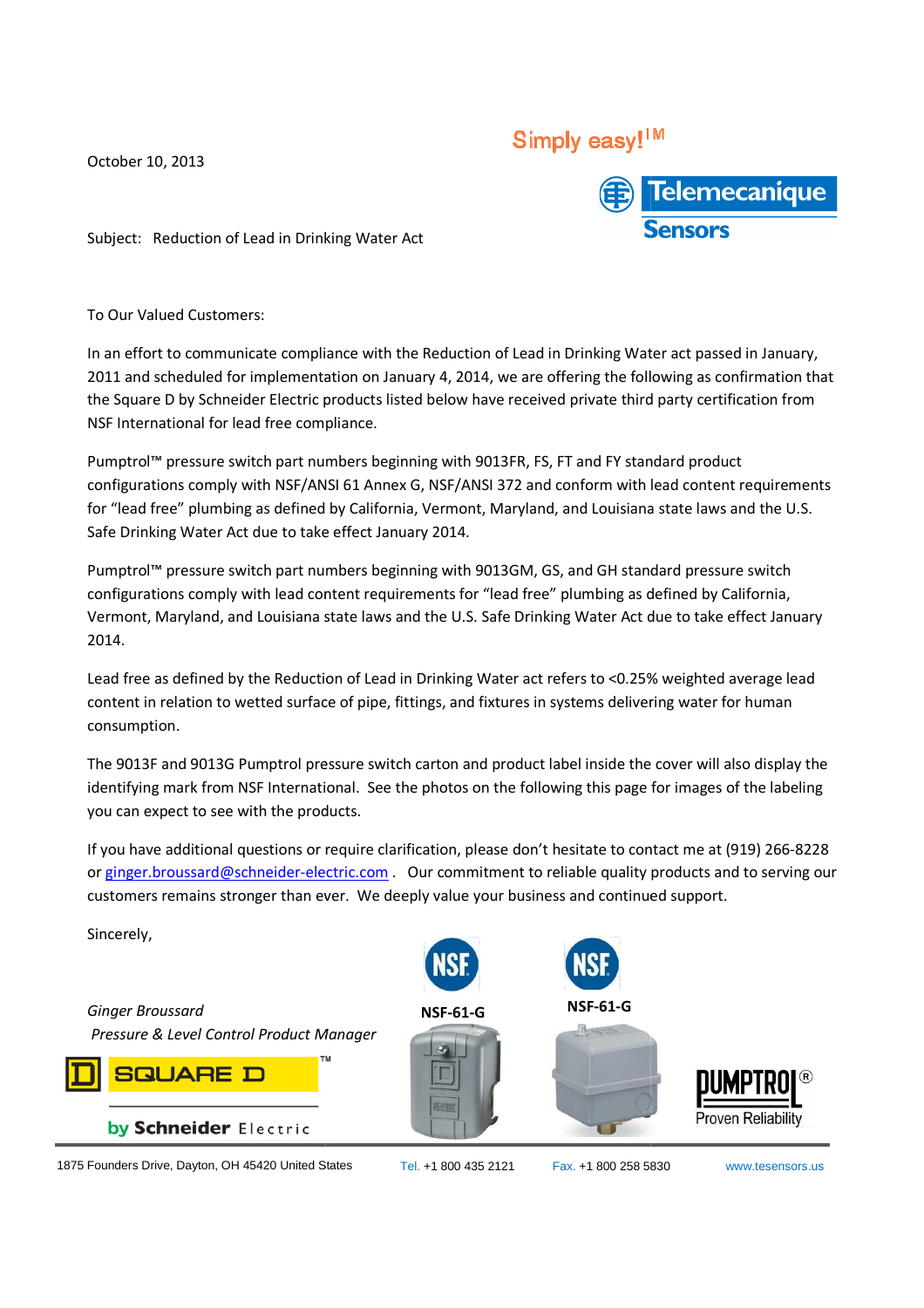Simply easy!™

Telemecanique Sensors

October 10, 2013

Subject: Reduction of Lead in Drinking Water Act

To Our Valued Customers:

In an effort to communicate compliance with the Reduction of Lead in Drinking Water act passed in January, 2011 and scheduled for implementation on January 4, 2014, we are offering the following as confirmation that the Square D by Schneider Electric products listed below have received private third party certification from NSF International for lead free compliance.

Pumptrol™ pressure switch part numbers beginning with 9013FR, FS, FT and FY standard product configurations comply with NSF/ANSI 61 Annex G, NSF/ANSI 372 and conform with lead content requirements for "lead free" plumbing as defined by California, Vermont, Maryland, and Louisiana state laws and the U.S. Safe Drinking Water Act due to take effect January 2014.

Pumptrol™ pressure switch part numbers beginning with 9013GM, GS, and GH standard pressure switch configurations comply with lead content requirements for "lead free" plumbing as defined by California, Vermont, Maryland, and Louisiana state laws and the U.S. Safe Drinking Water Act due to take effect January 2014.

Lead free as defined by the Reduction of Lead in Drinking Water act refers to <0.25% weighted average lead content in relation to wetted surface of pipe, fittings, and fixtures in systems delivering water for human consumption.

The 9013F and 9013G Pumptrol pressure switch carton and product label inside the cover will also display the identifying mark from NSF International. See the photos on the following this page for images of the labeling you can expect to see with the products.

If you have additional questions or require clarification, please don't hesitate to contact me at (919) 266-8228 or ginger.broussard@schneider-electric.com . Our commitment to reliable quality products and to serving our customers remains stronger than ever. We deeply value your business and continued support.

Sincerely,

*Ginger Broussard*

*Pressure & Level Control Product Manager*

SQUARE D™ by Schneider Electric

NSF-61-G

NSF-61-G

PUMPTROL® Proven Reliability

1875 Founders Drive, Dayton, OH 45420 United States | Tel. +1 800 435 2121 | Fax. +1 800 258 5830 | www.tesensors.us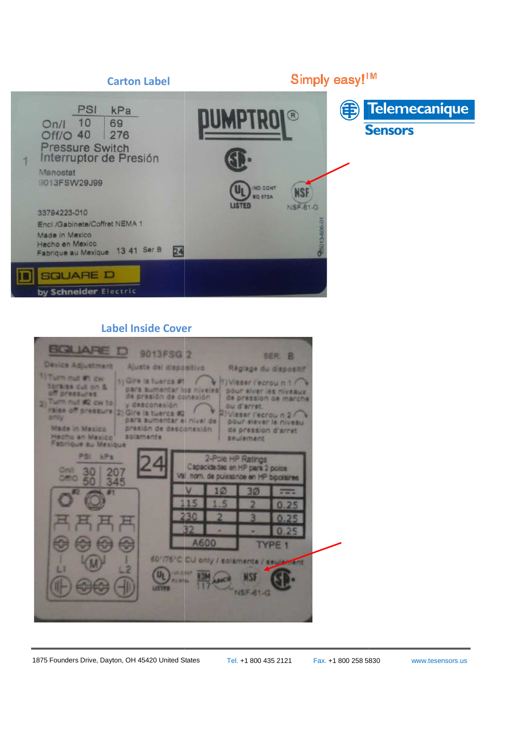Simply easy!™

Telemecanique Sensors

## Carton Label

| PSI | kPa |
|---|---|
| On/I 10 | 69 |
| Off/O 40 | 276 |

Pressure Switch
Interruptor de Presión
Manostat
9013FSW29J99

33794223-010
Encl./Gabinete/Coffret NEMA 1
Made in Mexico
Hecho en Mexico
Fabrique au Mexique 13 41 Ser B 24

PUMPTROL®

LISTED IND CONT EQ 673A

NSF-61-G

SQUARE D
by Schneider Electric

## Label Inside Cover

SQUARE D 9013FSG 2 SER. B

Device Adjustment
1) Turn nut #1 cw torque cut on & off pressures
2) Turn nut #2 cw to raise off pressure only

Ajuste del dispositivo
1) Gire la tuerca #1 para aumentar los niveles de presión de conexión y desconexión
2) Gire la tuerca #2 para aumentar el nivel de presión de desconexión solamente

Réglage du dispositif
1) Visser l'ecrou n 1 pour elver les niveaux de pression de marche ou d'arret.
2) Visser l'ecrou n 2 pour élever le niveau de pression d'arret seulement

Made in Mexico
Hecho en Mexico
Fabrique au Mexique

| | PSI | kPa |
|---|---|---|
| On/I | 30 | 207 |
| Off/O | 50 | 345 |

24

2-Pole HP Ratings
Capacidades en HP para 2 polos
Val. nom. de puissance en HP bipolaires

| V | 1Ø | 3Ø | --- |
|---|---|---|---|
| 115 | 1.5 | 2 | 0.25 |
| 230 | 2 | 3 | 0.25 |
| 32 | - | - | 0.25 |

A600 TYPE 1

60°/75°C CU only / solamente / seulement

LISTED

NSF-61-G

1875 Founders Drive, Dayton, OH 45420 United States Tel. +1 800 435 2121 Fax. +1 800 258 5830 www.tesensors.us